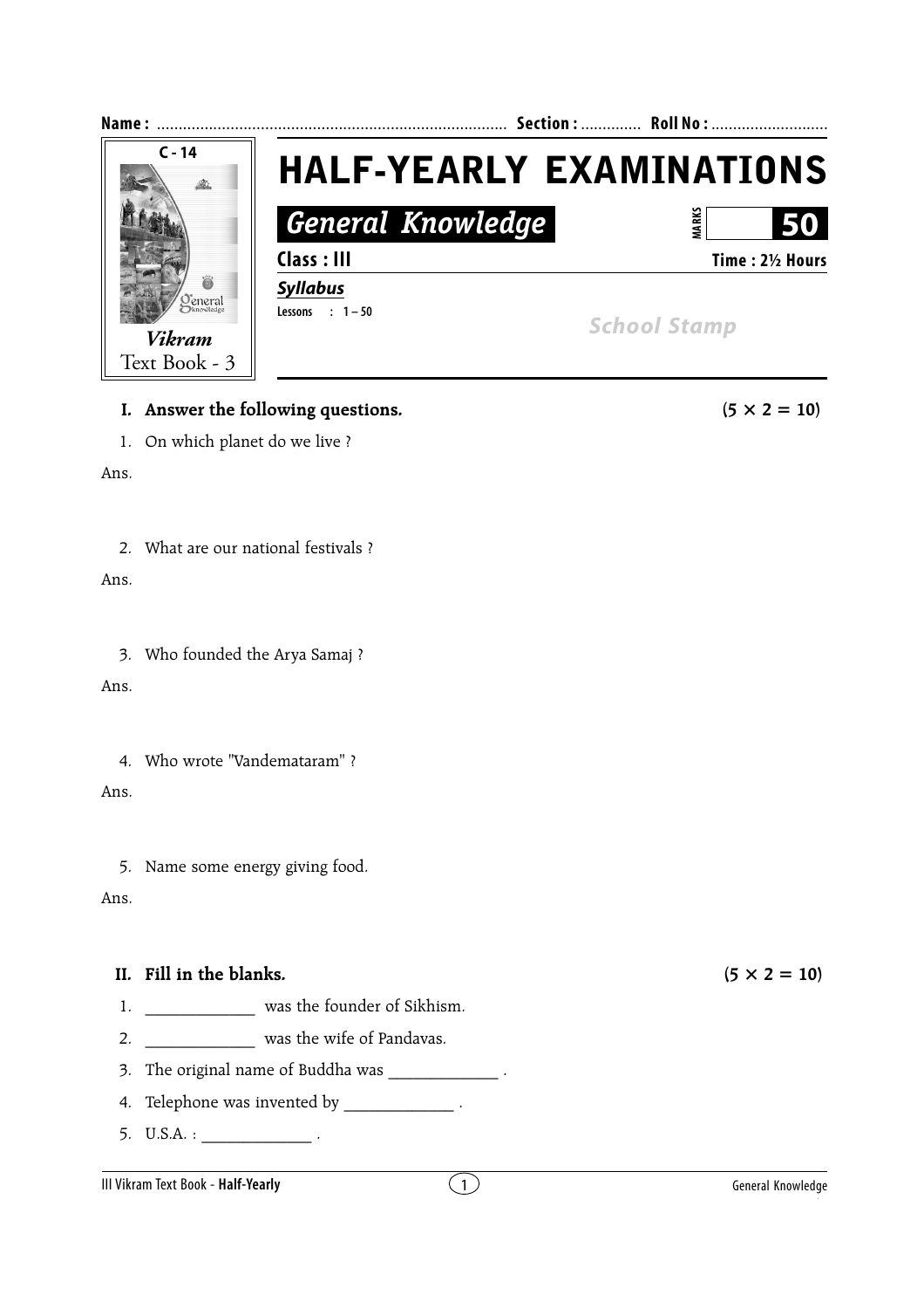Name : ................................................................................ Section : ............. Roll No : ...........................

C - 14

*Vikram*
Text Book - 3

# HALF-YEARLY EXAMINATIONS

## *General Knowledge*

MARKS **50**

**Class : III** **Time : 2½ Hours**

***Syllabus***

**Lessons : 1 – 50**

*School Stamp*

**I. Answer the following questions.** **(5 × 2 = 10)**

1. On which planet do we live ?

Ans.

2. What are our national festivals ?

Ans.

3. Who founded the Arya Samaj ?

Ans.

4. Who wrote "Vandemataram" ?

Ans.

5. Name some energy giving food.

Ans.

**II. Fill in the blanks.** **(5 × 2 = 10)**

1. _____________ was the founder of Sikhism.
2. _____________ was the wife of Pandavas.
3. The original name of Buddha was _____________ .
4. Telephone was invented by _____________ .
5. U.S.A. : _____________ .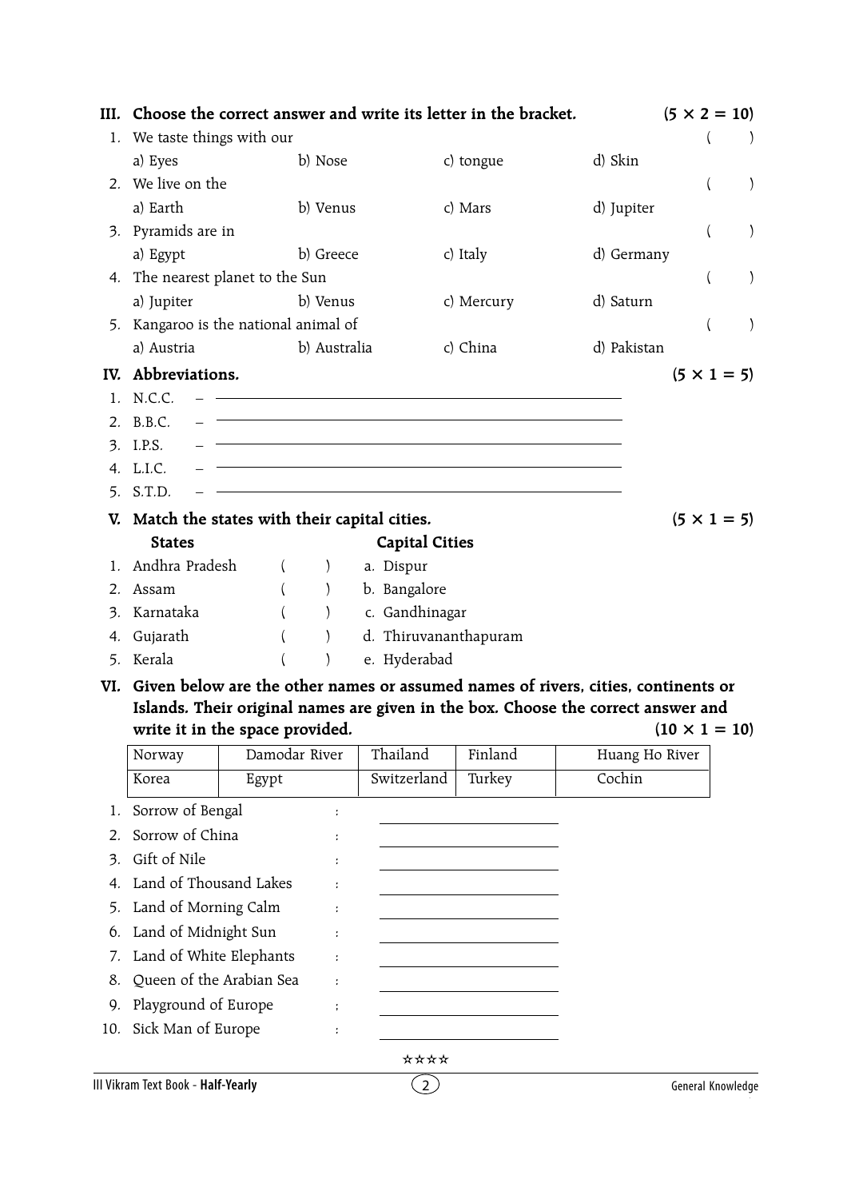**III. Choose the correct answer and write its letter in the bracket.** **(5 × 2 = 10)**

1. We taste things with our ( )
   a) Eyes b) Nose c) tongue d) Skin
2. We live on the ( )
   a) Earth b) Venus c) Mars d) Jupiter
3. Pyramids are in ( )
   a) Egypt b) Greece c) Italy d) Germany
4. The nearest planet to the Sun ( )
   a) Jupiter b) Venus c) Mercury d) Saturn
5. Kangaroo is the national animal of ( )
   a) Austria b) Australia c) China d) Pakistan

**IV. Abbreviations.** **(5 × 1 = 5)**

1. N.C.C. – ____________________
2. B.B.C. – ____________________
3. I.P.S. – ____________________
4. L.I.C. – ____________________
5. S.T.D. – ____________________

**V. Match the states with their capital cities.** **(5 × 1 = 5)**

| States | | Capital Cities |
|---|---|---|
| 1. Andhra Pradesh | ( ) | a. Dispur |
| 2. Assam | ( ) | b. Bangalore |
| 3. Karnataka | ( ) | c. Gandhinagar |
| 4. Gujarath | ( ) | d. Thiruvananthapuram |
| 5. Kerala | ( ) | e. Hyderabad |

**VI. Given below are the other names or assumed names of rivers, cities, continents or Islands. Their original names are given in the box. Choose the correct answer and write it in the space provided.** **(10 × 1 = 10)**

| | | | | |
|---|---|---|---|---|
| Norway | Damodar River | Thailand | Finland | Huang Ho River |
| Korea | Egypt | Switzerland | Turkey | Cochin |

1. Sorrow of Bengal : ____________
2. Sorrow of China : ____________
3. Gift of Nile : ____________
4. Land of Thousand Lakes : ____________
5. Land of Morning Calm : ____________
6. Land of Midnight Sun : ____________
7. Land of White Elephants : ____________
8. Queen of the Arabian Sea : ____________
9. Playground of Europe ; ____________
10. Sick Man of Europe : ____________

☆☆☆☆